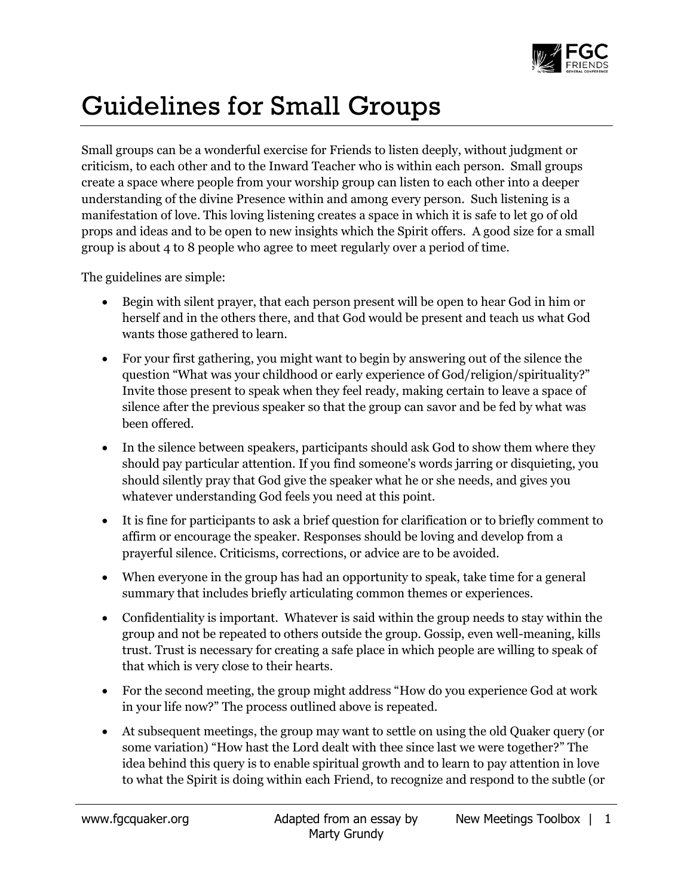# Guidelines for Small Groups

Small groups can be a wonderful exercise for Friends to listen deeply, without judgment or criticism, to each other and to the Inward Teacher who is within each person. Small groups create a space where people from your worship group can listen to each other into a deeper understanding of the divine Presence within and among every person. Such listening is a manifestation of love. This loving listening creates a space in which it is safe to let go of old props and ideas and to be open to new insights which the Spirit offers. A good size for a small group is about 4 to 8 people who agree to meet regularly over a period of time.

The guidelines are simple:

- Begin with silent prayer, that each person present will be open to hear God in him or herself and in the others there, and that God would be present and teach us what God wants those gathered to learn.
- For your first gathering, you might want to begin by answering out of the silence the question "What was your childhood or early experience of God/religion/spirituality?" Invite those present to speak when they feel ready, making certain to leave a space of silence after the previous speaker so that the group can savor and be fed by what was been offered.
- In the silence between speakers, participants should ask God to show them where they should pay particular attention. If you find someone's words jarring or disquieting, you should silently pray that God give the speaker what he or she needs, and gives you whatever understanding God feels you need at this point.
- It is fine for participants to ask a brief question for clarification or to briefly comment to affirm or encourage the speaker. Responses should be loving and develop from a prayerful silence. Criticisms, corrections, or advice are to be avoided.
- When everyone in the group has had an opportunity to speak, take time for a general summary that includes briefly articulating common themes or experiences.
- Confidentiality is important. Whatever is said within the group needs to stay within the group and not be repeated to others outside the group. Gossip, even well-meaning, kills trust. Trust is necessary for creating a safe place in which people are willing to speak of that which is very close to their hearts.
- For the second meeting, the group might address "How do you experience God at work in your life now?" The process outlined above is repeated.
- At subsequent meetings, the group may want to settle on using the old Quaker query (or some variation) "How hast the Lord dealt with thee since last we were together?" The idea behind this query is to enable spiritual growth and to learn to pay attention in love to what the Spirit is doing within each Friend, to recognize and respond to the subtle (or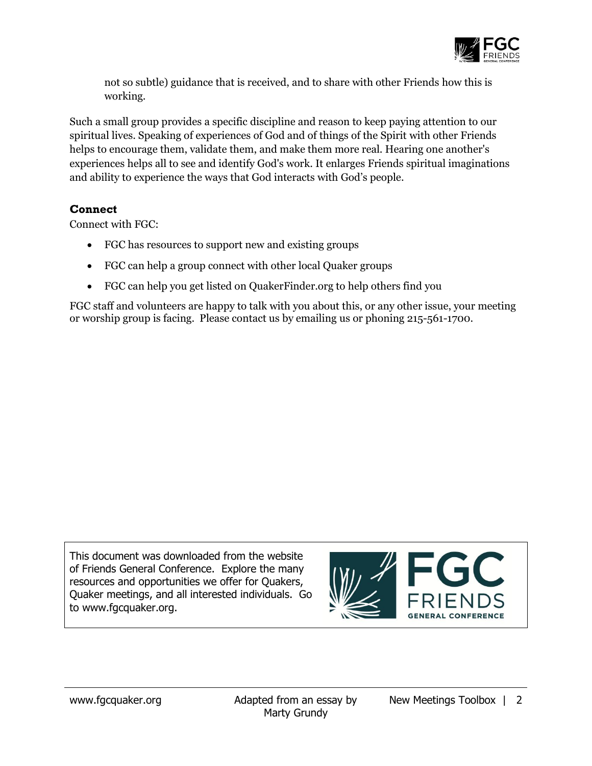not so subtle) guidance that is received, and to share with other Friends how this is working.

Such a small group provides a specific discipline and reason to keep paying attention to our spiritual lives. Speaking of experiences of God and of things of the Spirit with other Friends helps to encourage them, validate them, and make them more real. Hearing one another's experiences helps all to see and identify God's work. It enlarges Friends spiritual imaginations and ability to experience the ways that God interacts with God's people.

**Connect**

Connect with FGC:

- FGC has resources to support new and existing groups
- FGC can help a group connect with other local Quaker groups
- FGC can help you get listed on QuakerFinder.org to help others find you

FGC staff and volunteers are happy to talk with you about this, or any other issue, your meeting or worship group is facing. Please contact us by emailing us or phoning 215-561-1700.

This document was downloaded from the website of Friends General Conference. Explore the many resources and opportunities we offer for Quakers, Quaker meetings, and all interested individuals. Go to www.fgcquaker.org.

Adapted from an essay by Marty Grundy